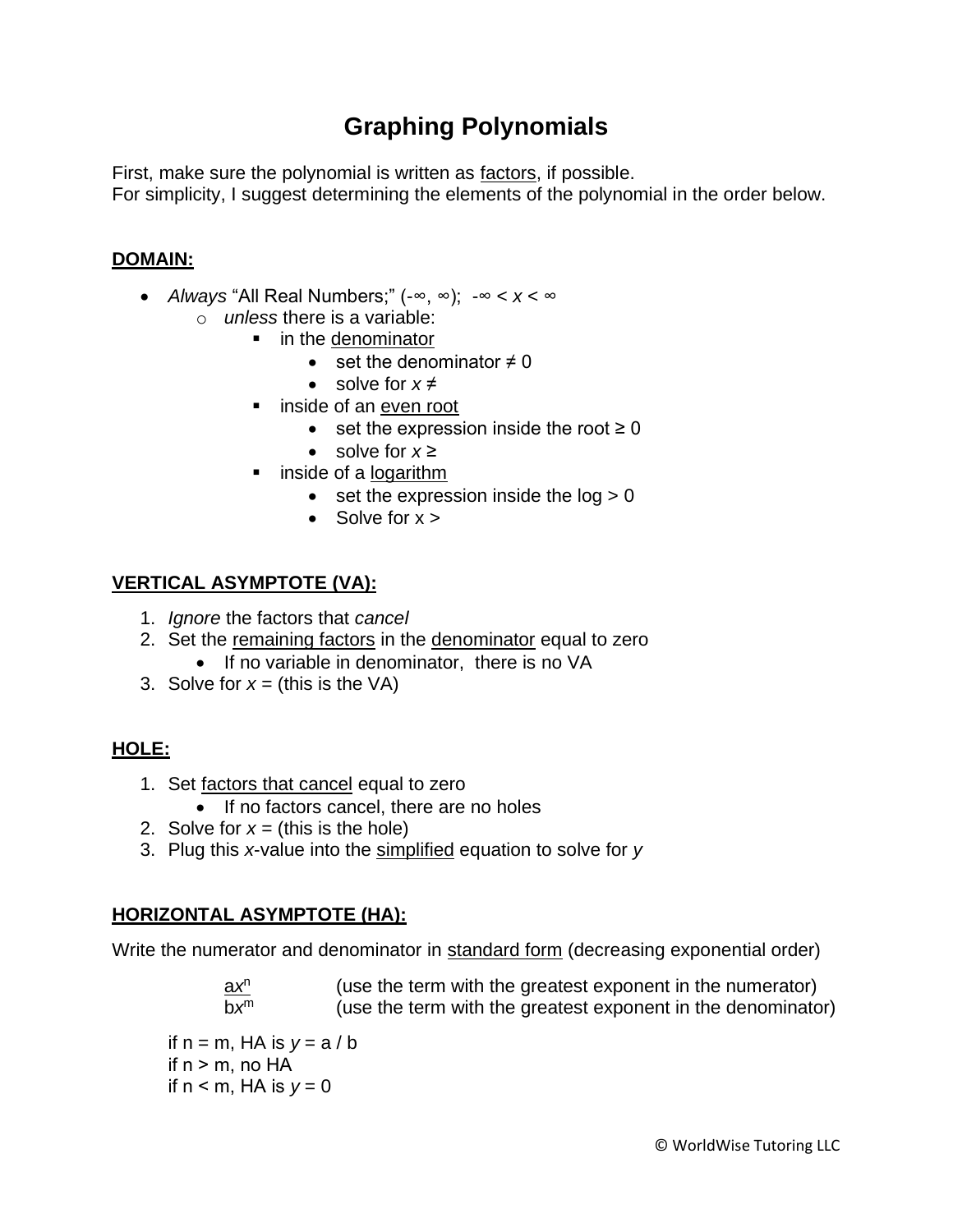# Graphing Polynomials

First, make sure the polynomial is written as <u>factors</u>, if possible.
For simplicity, I suggest determining the elements of the polynomial in the order below.

## <u>DOMAIN:</u>

- *Always* "All Real Numbers;" $(-\infty, \infty)$; $-\infty < x < \infty$
  - *unless* there is a variable:
    - in the <u>denominator</u>
      - set the denominator ≠ 0
      - solve for $x \neq$
    - inside of an <u>even root</u>
      - set the expression inside the root ≥ 0
      - solve for $x \geq$
    - inside of a <u>logarithm</u>
      - set the expression inside the log > 0
      - Solve for $x >$

## <u>VERTICAL ASYMPTOTE (VA):</u>

1. *Ignore* the factors that *cancel*
2. Set the <u>remaining factors</u> in the <u>denominator</u> equal to zero
   - If no variable in denominator, there is no VA
3. Solve for $x =$ (this is the VA)

## <u>HOLE:</u>

1. Set <u>factors that cancel</u> equal to zero
   - If no factors cancel, there are no holes
2. Solve for $x =$ (this is the hole)
3. Plug this $x$-value into the <u>simplified</u> equation to solve for $y$

## <u>HORIZONTAL ASYMPTOTE (HA):</u>

Write the numerator and denominator in <u>standard form</u> (decreasing exponential order)

$$\frac{ax^n}{bx^m}$$

$ax^n$ (use the term with the greatest exponent in the numerator)
$bx^m$ (use the term with the greatest exponent in the denominator)

if $n = m$, HA is $y = a / b$
if $n > m$, no HA
if $n < m$, HA is $y = 0$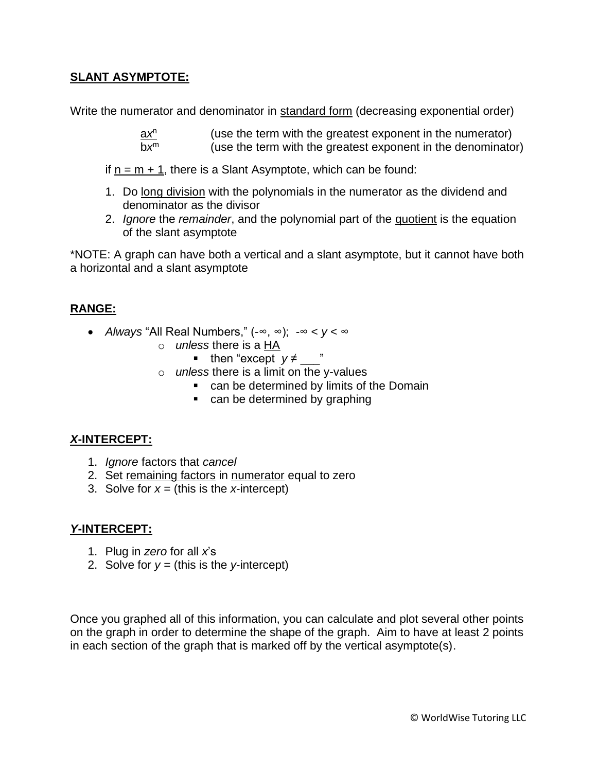**SLANT ASYMPTOTE:**

Write the numerator and denominator in standard form (decreasing exponential order)

$\frac{ax^n}{bx^m}$

- $ax^n$ (use the term with the greatest exponent in the numerator)
- $bx^m$ (use the term with the greatest exponent in the denominator)

if $n = m + 1$, there is a Slant Asymptote, which can be found:

1. Do long division with the polynomials in the numerator as the dividend and denominator as the divisor
2. *Ignore* the *remainder*, and the polynomial part of the quotient is the equation of the slant asymptote

*NOTE: A graph can have both a vertical and a slant asymptote, but it cannot have both a horizontal and a slant asymptote

**RANGE:**

- *Always* "All Real Numbers," $(-\infty, \infty)$; $-\infty < y < \infty$
  - *unless* there is a HA
    - then "except $y \neq$ ___"
  - *unless* there is a limit on the y-values
    - can be determined by limits of the Domain
    - can be determined by graphing

***X*-INTERCEPT:**

1. *Ignore* factors that *cancel*
2. Set remaining factors in numerator equal to zero
3. Solve for $x =$ (this is the $x$-intercept)

***Y*-INTERCEPT:**

1. Plug in *zero* for all $x$'s
2. Solve for $y =$ (this is the $y$-intercept)

Once you graphed all of this information, you can calculate and plot several other points on the graph in order to determine the shape of the graph. Aim to have at least 2 points in each section of the graph that is marked off by the vertical asymptote(s).

© WorldWise Tutoring LLC